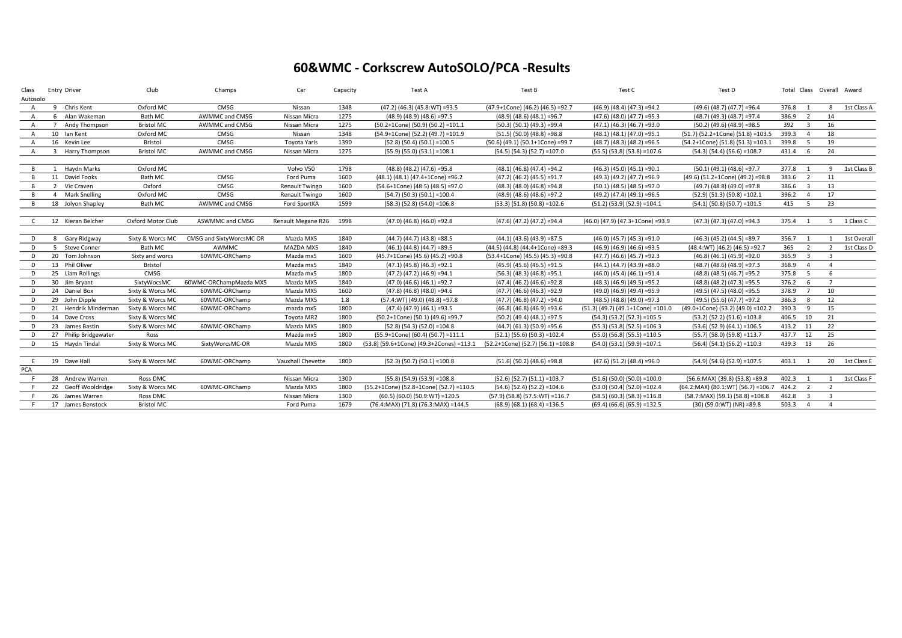# 60&WMC - Corkscrew AutoSOLO/PCA -Results

| Class | Entry | Driver | Club | Champs | Car | Capacity | Test A | Test B | Test C | Test D | Total | Class | Overall | Award |
|---|---|---|---|---|---|---|---|---|---|---|---|---|---|---|
| Autosolo | | | | | | | | | | | | | | |
| A | 9 | Chris Kent | Oxford MC | CMSG | Nissan | 1348 | (47.2) (46.3) (45.8:WT) =93.5 | (47.9+1Cone) (46.2) (46.5) =92.7 | (46.9) (48.4) (47.3) =94.2 | (49.6) (48.7) (47.7) =96.4 | 376.8 | 1 | 8 | 1st Class A |
| A | 6 | Alan Wakeman | Bath MC | AWMMC and CMSG | Nissan Micra | 1275 | (48.9) (48.9) (48.6) =97.5 | (48.9) (48.6) (48.1) =96.7 | (47.6) (48.0) (47.7) =95.3 | (48.7) (49.3) (48.7) =97.4 | 386.9 | 2 | 14 | |
| A | 7 | Andy Thompson | Bristol MC | AWMMC and CMSG | Nissan Micra | 1275 | (50.2+1Cone) (50.9) (50.2) =101.1 | (50.3) (50.1) (49.3) =99.4 | (47.1) (46.3) (46.7) =93.0 | (50.2) (49.6) (48.9) =98.5 | 392 | 3 | 16 | |
| A | 10 | Ian Kent | Oxford MC | CMSG | Nissan | 1348 | (54.9+1Cone) (52.2) (49.7) =101.9 | (51.5) (50.0) (48.8) =98.8 | (48.1) (48.1) (47.0) =95.1 | (51.7) (52.2+1Cone) (51.8) =103.5 | 399.3 | 4 | 18 | |
| A | 16 | Kevin Lee | Bristol | CMSG | Toyota Yaris | 1390 | (52.8) (50.4) (50.1) =100.5 | (50.6) (49.1) (50.1+1Cone) =99.7 | (48.7) (48.3) (48.2) =96.5 | (54.2+1Cone) (51.8) (51.3) =103.1 | 399.8 | 5 | 19 | |
| A | 3 | Harry Thompson | Bristol MC | AWMMC and CMSG | Nissan Micra | 1275 | (55.9) (55.0) (53.1) =108.1 | (54.5) (54.3) (52.7) =107.0 | (55.5) (53.8) (53.8) =107.6 | (54.3) (54.4) (56.6) =108.7 | 431.4 | 6 | 24 | |
| B | 1 | Haydn Marks | Oxford MC | | Volvo V50 | 1798 | (48.8) (48.2) (47.6) =95.8 | (48.1) (46.8) (47.4) =94.2 | (46.3) (45.0) (45.1) =90.1 | (50.1) (49.1) (48.6) =97.7 | 377.8 | 1 | 9 | 1st Class B |
| B | 11 | David Fooks | Bath MC | CMSG | Ford Puma | 1600 | (48.1) (48.1) (47.4+1Cone) =96.2 | (47.2) (46.2) (45.5) =91.7 | (49.3) (49.2) (47.7) =96.9 | (49.6) (51.2+1Cone) (49.2) =98.8 | 383.6 | 2 | 11 | |
| B | 2 | Vic Craven | Oxford | CMSG | Renault Twingo | 1600 | (54.6+1Cone) (48.5) (48.5) =97.0 | (48.3) (48.0) (46.8) =94.8 | (50.1) (48.5) (48.5) =97.0 | (49.7) (48.8) (49.0) =97.8 | 386.6 | 3 | 13 | |
| B | 4 | Mark Snelling | Oxford MC | CMSG | Renault Twingo | 1600 | (54.7) (50.3) (50.1) =100.4 | (48.9) (48.6) (48.6) =97.2 | (49.2) (47.4) (49.1) =96.5 | (52.9) (51.3) (50.8) =102.1 | 396.2 | 4 | 17 | |
| B | 18 | Jolyon Shapley | Bath MC | AWMMC and CMSG | Ford SportKA | 1599 | (58.3) (52.8) (54.0) =106.8 | (53.3) (51.8) (50.8) =102.6 | (51.2) (53.9) (52.9) =104.1 | (54.1) (50.8) (50.7) =101.5 | 415 | 5 | 23 | |
| C | 12 | Kieran Belcher | Oxford Motor Club | ASWMMC and CMSG | Renault Megane R26 | 1998 | (47.0) (46.8) (46.0) =92.8 | (47.6) (47.2) (47.2) =94.4 | (46.0) (47.9) (47.3+1Cone) =93.9 | (47.3) (47.3) (47.0) =94.3 | 375.4 | 1 | 5 | 1 Class C |
| D | 8 | Gary Ridgway | Sixty & Worcs MC | CMSG and SixtyWorcsMC OR | Mazda MX5 | 1840 | (44.7) (44.7) (43.8) =88.5 | (44.1) (43.6) (43.9) =87.5 | (46.0) (45.7) (45.3) =91.0 | (46.3) (45.2) (44.5) =89.7 | 356.7 | 1 | 1 | 1st Overall |
| D | 5 | Steve Conner | Bath MC | AWMMC | MAZDA MX5 | 1840 | (46.1) (44.8) (44.7) =89.5 | (44.5) (44.8) (44.4+1Cone) =89.3 | (46.9) (46.9) (46.6) =93.5 | (48.4:WT) (46.2) (46.5) =92.7 | 365 | 2 | 2 | 1st Class D |
| D | 20 | Tom Johnson | Sixty and worcs | 60WMC-ORChamp | Mazda mx5 | 1600 | (45.7+1Cone) (45.6) (45.2) =90.8 | (53.4+1Cone) (45.5) (45.3) =90.8 | (47.7) (46.6) (45.7) =92.3 | (46.8) (46.1) (45.9) =92.0 | 365.9 | 3 | 3 | |
| D | 13 | Phil Oliver | Bristol | | Mazda mx5 | 1840 | (47.1) (45.8) (46.3) =92.1 | (45.9) (45.6) (46.5) =91.5 | (44.1) (44.7) (43.9) =88.0 | (48.7) (48.6) (48.9) =97.3 | 368.9 | 4 | 4 | |
| D | 25 | Liam Rollings | CMSG | | Mazda mx5 | 1800 | (47.2) (47.2) (46.9) =94.1 | (56.3) (48.3) (46.8) =95.1 | (46.0) (45.4) (46.1) =91.4 | (48.8) (48.5) (46.7) =95.2 | 375.8 | 5 | 6 | |
| D | 30 | Jim Bryant | SixtyWocsMC | 60WMC-ORChampMazda MX5 | Mazda MX5 | 1840 | (47.0) (46.6) (46.1) =92.7 | (47.4) (46.2) (46.6) =92.8 | (48.3) (46.9) (49.5) =95.2 | (48.8) (48.2) (47.3) =95.5 | 376.2 | 6 | 7 | |
| D | 24 | Daniel Box | Sixty & Worcs MC | 60WMC-ORChamp | Mazda MX5 | 1600 | (47.8) (46.8) (48.0) =94.6 | (47.7) (46.6) (46.3) =92.9 | (49.0) (46.9) (49.4) =95.9 | (49.5) (47.5) (48.0) =95.5 | 378.9 | 7 | 10 | |
| D | 29 | John Dipple | Sixty & Worcs MC | 60WMC-ORChamp | Mazda MX5 | 1.8 | (57.4:WT) (49.0) (48.8) =97.8 | (47.7) (46.8) (47.2) =94.0 | (48.5) (48.8) (49.0) =97.3 | (49.5) (55.6) (47.7) =97.2 | 386.3 | 8 | 12 | |
| D | 21 | Hendrik Minderman | Sixty & Worcs MC | 60WMC-ORChamp | mazda mx5 | 1800 | (47.4) (47.9) (46.1) =93.5 | (46.8) (46.8) (46.9) =93.6 | (51.3) (49.7) (49.1+1Cone) =101.0 | (49.0+1Cone) (53.2) (49.0) =102.2 | 390.3 | 9 | 15 | |
| D | 14 | Dave Cross | Sixty & Worcs MC | | Toyota MR2 | 1800 | (50.2+1Cone) (50.1) (49.6) =99.7 | (50.2) (49.4) (48.1) =97.5 | (54.3) (53.2) (52.3) =105.5 | (53.2) (52.2) (51.6) =103.8 | 406.5 | 10 | 21 | |
| D | 23 | James Bastin | Sixty & Worcs MC | 60WMC-ORChamp | Mazda MX5 | 1800 | (52.8) (54.3) (52.0) =104.8 | (44.7) (61.3) (50.9) =95.6 | (55.3) (53.8) (52.5) =106.3 | (53.6) (52.9) (64.1) =106.5 | 413.2 | 11 | 22 | |
| D | 27 | Philip Bridgewater | Ross | | Mazda mx5 | 1800 | (55.9+1Cone) (60.4) (50.7) =111.1 | (52.1) (55.6) (50.3) =102.4 | (55.0) (56.8) (55.5) =110.5 | (55.7) (58.0) (59.8) =113.7 | 437.7 | 12 | 25 | |
| D | 15 | Haydn Tindal | Sixty & Worcs MC | SixtyWorcsMC-OR | Mazda MX5 | 1800 | (53.8) (59.6+1Cone) (49.3+2Cones) =113.1 | (52.2+1Cone) (52.7) (56.1) =108.8 | (54.0) (53.1) (59.9) =107.1 | (56.4) (54.1) (56.2) =110.3 | 439.3 | 13 | 26 | |
| E | 19 | Dave Hall | Sixty & Worcs MC | 60WMC-ORChamp | Vauxhall Chevette | 1800 | (52.3) (50.7) (50.1) =100.8 | (51.6) (50.2) (48.6) =98.8 | (47.6) (51.2) (48.4) =96.0 | (54.9) (54.6) (52.9) =107.5 | 403.1 | 1 | 20 | 1st Class E |
| PCA | | | | | | | | | | | | | | |
| F | 28 | Andrew Warren | Ross DMC | | Nissan Micra | 1300 | (55.8) (54.9) (53.9) =108.8 | (52.6) (52.7) (51.1) =103.7 | (51.6) (50.0) (50.0) =100.0 | (56.6:MAX) (39.8) (53.8) =89.8 | 402.3 | 1 | 1 | 1st Class F |
| F | 22 | Geoff Wooldridge | Sixty & Worcs MC | 60WMC-ORChamp | Mazda MX5 | 1800 | (55.2+1Cone) (52.8+1Cone) (52.7) =110.5 | (54.6) (52.4) (52.2) =104.6 | (53.0) (50.4) (52.0) =102.4 | (64.2:MAX) (80.1:WT) (56.7) =106.7 | 424.2 | 2 | 2 | |
| F | 26 | James Warren | Ross DMC | | Nissan Micra | 1300 | (60.5) (60.0) (50.9:WT) =120.5 | (57.9) (58.8) (57.5:WT) =116.7 | (58.5) (60.3) (58.3) =116.8 | (58.7:MAX) (59.1) (58.8) =108.8 | 462.8 | 3 | 3 | |
| F | 17 | James Benstock | Bristol MC | | Ford Puma | 1679 | (76.4:MAX) (71.8) (76.3:MAX) =144.5 | (68.9) (68.1) (68.4) =136.5 | (69.4) (66.6) (65.9) =132.5 | (30) (59.0:WT) (NR) =89.8 | 503.3 | 4 | 4 | |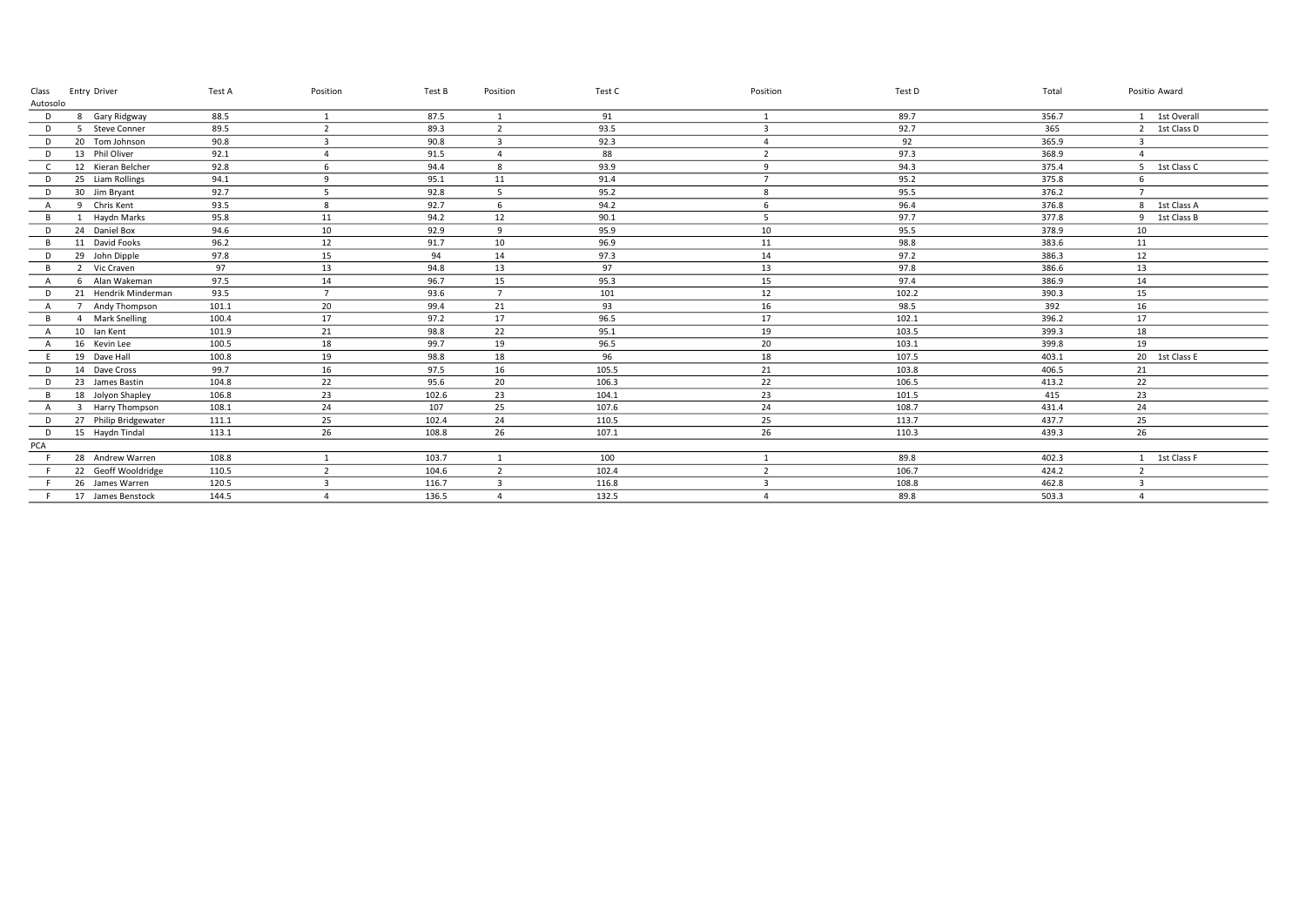| Class | Entry | Driver | Test A | Position | Test B | Position | Test C | Position | Test D | Total | Positio | Award |
|---|---|---|---|---|---|---|---|---|---|---|---|---|
| Autosolo | | | | | | | | | | | | |
| D | 8 | Gary Ridgway | 88.5 | 1 | 87.5 | 1 | 91 | 1 | 89.7 | 356.7 | 1 | 1st Overall |
| D | 5 | Steve Conner | 89.5 | 2 | 89.3 | 2 | 93.5 | 3 | 92.7 | 365 | 2 | 1st Class D |
| D | 20 | Tom Johnson | 90.8 | 3 | 90.8 | 3 | 92.3 | 4 | 92 | 365.9 | 3 | |
| D | 13 | Phil Oliver | 92.1 | 4 | 91.5 | 4 | 88 | 2 | 97.3 | 368.9 | 4 | |
| C | 12 | Kieran Belcher | 92.8 | 6 | 94.4 | 8 | 93.9 | 9 | 94.3 | 375.4 | 5 | 1st Class C |
| D | 25 | Liam Rollings | 94.1 | 9 | 95.1 | 11 | 91.4 | 7 | 95.2 | 375.8 | 6 | |
| D | 30 | Jim Bryant | 92.7 | 5 | 92.8 | 5 | 95.2 | 8 | 95.5 | 376.2 | 7 | |
| A | 9 | Chris Kent | 93.5 | 8 | 92.7 | 6 | 94.2 | 6 | 96.4 | 376.8 | 8 | 1st Class A |
| B | 1 | Haydn Marks | 95.8 | 11 | 94.2 | 12 | 90.1 | 5 | 97.7 | 377.8 | 9 | 1st Class B |
| D | 24 | Daniel Box | 94.6 | 10 | 92.9 | 9 | 95.9 | 10 | 95.5 | 378.9 | 10 | |
| B | 11 | David Fooks | 96.2 | 12 | 91.7 | 10 | 96.9 | 11 | 98.8 | 383.6 | 11 | |
| D | 29 | John Dipple | 97.8 | 15 | 94 | 14 | 97.3 | 14 | 97.2 | 386.3 | 12 | |
| B | 2 | Vic Craven | 97 | 13 | 94.8 | 13 | 97 | 13 | 97.8 | 386.6 | 13 | |
| A | 6 | Alan Wakeman | 97.5 | 14 | 96.7 | 15 | 95.3 | 15 | 97.4 | 386.9 | 14 | |
| D | 21 | Hendrik Minderman | 93.5 | 7 | 93.6 | 7 | 101 | 12 | 102.2 | 390.3 | 15 | |
| A | 7 | Andy Thompson | 101.1 | 20 | 99.4 | 21 | 93 | 16 | 98.5 | 392 | 16 | |
| B | 4 | Mark Snelling | 100.4 | 17 | 97.2 | 17 | 96.5 | 17 | 102.1 | 396.2 | 17 | |
| A | 10 | Ian Kent | 101.9 | 21 | 98.8 | 22 | 95.1 | 19 | 103.5 | 399.3 | 18 | |
| A | 16 | Kevin Lee | 100.5 | 18 | 99.7 | 19 | 96.5 | 20 | 103.1 | 399.8 | 19 | |
| E | 19 | Dave Hall | 100.8 | 19 | 98.8 | 18 | 96 | 18 | 107.5 | 403.1 | 20 | 1st Class E |
| D | 14 | Dave Cross | 99.7 | 16 | 97.5 | 16 | 105.5 | 21 | 103.8 | 406.5 | 21 | |
| D | 23 | James Bastin | 104.8 | 22 | 95.6 | 20 | 106.3 | 22 | 106.5 | 413.2 | 22 | |
| B | 18 | Jolyon Shapley | 106.8 | 23 | 102.6 | 23 | 104.1 | 23 | 101.5 | 415 | 23 | |
| A | 3 | Harry Thompson | 108.1 | 24 | 107 | 25 | 107.6 | 24 | 108.7 | 431.4 | 24 | |
| D | 27 | Philip Bridgewater | 111.1 | 25 | 102.4 | 24 | 110.5 | 25 | 113.7 | 437.7 | 25 | |
| D | 15 | Haydn Tindal | 113.1 | 26 | 108.8 | 26 | 107.1 | 26 | 110.3 | 439.3 | 26 | |
| PCA | | | | | | | | | | | | |
| F | 28 | Andrew Warren | 108.8 | 1 | 103.7 | 1 | 100 | 1 | 89.8 | 402.3 | 1 | 1st Class F |
| F | 22 | Geoff Wooldridge | 110.5 | 2 | 104.6 | 2 | 102.4 | 2 | 106.7 | 424.2 | 2 | |
| F | 26 | James Warren | 120.5 | 3 | 116.7 | 3 | 116.8 | 3 | 108.8 | 462.8 | 3 | |
| F | 17 | James Benstock | 144.5 | 4 | 136.5 | 4 | 132.5 | 4 | 89.8 | 503.3 | 4 | |